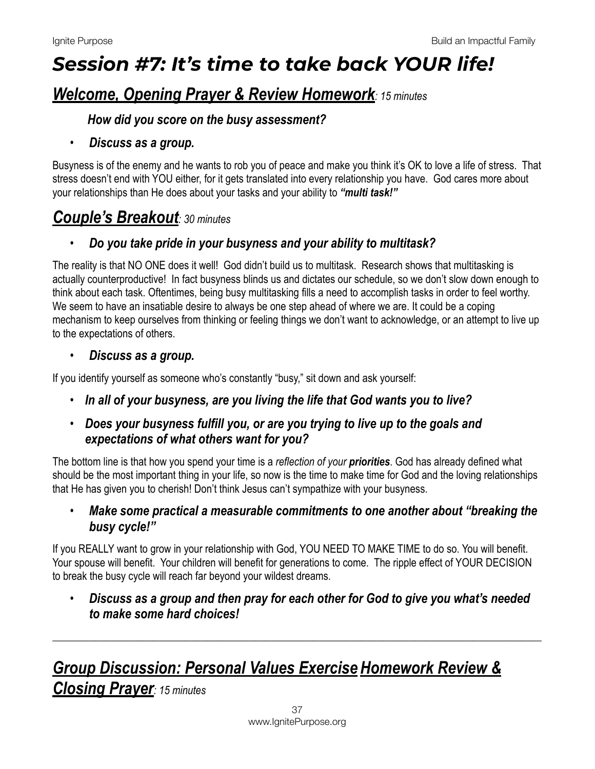# *Session #7: It's time to take back YOUR life!*

## ***Welcome, Opening Prayer & Review Homework****: 15 minutes*

***How did you score on the busy assessment?***

- ***Discuss as a group.***

Busyness is of the enemy and he wants to rob you of peace and make you think it's OK to love a life of stress. That stress doesn't end with YOU either, for it gets translated into every relationship you have. God cares more about your relationships than He does about your tasks and your ability to ***"multi task!"***

## ***Couple's Breakout****: 30 minutes*

- ***Do you take pride in your busyness and your ability to multitask?***

The reality is that NO ONE does it well! God didn't build us to multitask. Research shows that multitasking is actually counterproductive! In fact busyness blinds us and dictates our schedule, so we don't slow down enough to think about each task. Oftentimes, being busy multitasking fills a need to accomplish tasks in order to feel worthy. We seem to have an insatiable desire to always be one step ahead of where we are. It could be a coping mechanism to keep ourselves from thinking or feeling things we don't want to acknowledge, or an attempt to live up to the expectations of others.

- ***Discuss as a group.***

If you identify yourself as someone who's constantly "busy," sit down and ask yourself:

- ***In all of your busyness, are you living the life that God wants you to live?***
- ***Does your busyness fulfill you, or are you trying to live up to the goals and expectations of what others want for you?***

The bottom line is that how you spend your time is a *reflection of your* ***priorities***. God has already defined what should be the most important thing in your life, so now is the time to make time for God and the loving relationships that He has given you to cherish! Don't think Jesus can't sympathize with your busyness.

- ***Make some practical a measurable commitments to one another about "breaking the busy cycle!"***

If you REALLY want to grow in your relationship with God, YOU NEED TO MAKE TIME to do so. You will benefit. Your spouse will benefit. Your children will benefit for generations to come. The ripple effect of YOUR DECISION to break the busy cycle will reach far beyond your wildest dreams.

- ***Discuss as a group and then pray for each other for God to give you what's needed to make some hard choices!***

---

## ***Group Discussion: Personal Values Exercise Homework Review & Closing Prayer****: 15 minutes*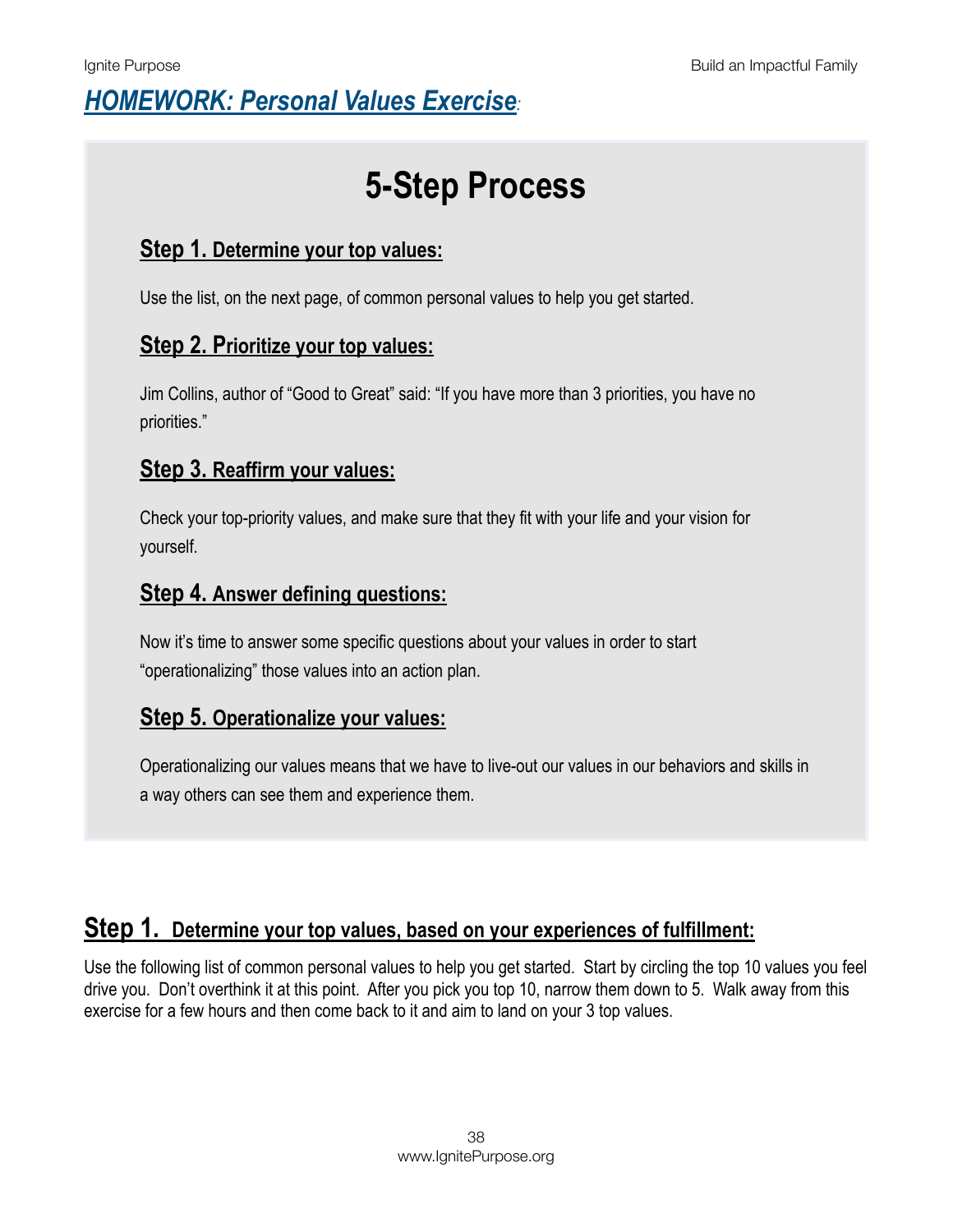# ***HOMEWORK: Personal Values Exercise:***

## 5-Step Process

### Step 1. Determine your top values:

Use the list, on the next page, of common personal values to help you get started.

### Step 2. Prioritize your top values:

Jim Collins, author of "Good to Great" said: "If you have more than 3 priorities, you have no priorities."

### Step 3. Reaffirm your values:

Check your top-priority values, and make sure that they fit with your life and your vision for yourself.

### Step 4. Answer defining questions:

Now it's time to answer some specific questions about your values in order to start "operationalizing" those values into an action plan.

### Step 5. Operationalize your values:

Operationalizing our values means that we have to live-out our values in our behaviors and skills in a way others can see them and experience them.

## Step 1. Determine your top values, based on your experiences of fulfillment:

Use the following list of common personal values to help you get started. Start by circling the top 10 values you feel drive you. Don't overthink it at this point. After you pick you top 10, narrow them down to 5. Walk away from this exercise for a few hours and then come back to it and aim to land on your 3 top values.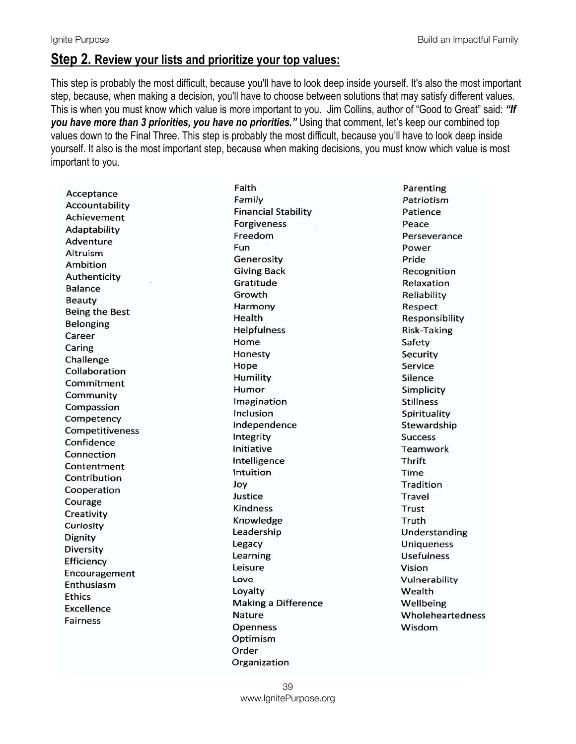## Step 2. Review your lists and prioritize your top values:

This step is probably the most difficult, because you'll have to look deep inside yourself. It's also the most important step, because, when making a decision, you'll have to choose between solutions that may satisfy different values. This is when you must know which value is more important to you. Jim Collins, author of "Good to Great" said: ***"If you have more than 3 priorities, you have no priorities."*** Using that comment, let's keep our combined top values down to the Final Three. This step is probably the most difficult, because you'll have to look deep inside yourself. It also is the most important step, because when making decisions, you must know which value is most important to you.

Acceptance
Accountability
Achievement
Adaptability
Adventure
Altruism
Ambition
Authenticity
Balance
Beauty
Being the Best
Belonging
Career
Caring
Challenge
Collaboration
Commitment
Community
Compassion
Competency
Competitiveness
Confidence
Connection
Contentment
Contribution
Cooperation
Courage
Creativity
Curiosity
Dignity
Diversity
Efficiency
Encouragement
Enthusiasm
Ethics
Excellence
Fairness

Faith
*Family*
Financial Stability
Forgiveness
Freedom
Fun
Generosity
Giving Back
Gratitude
Growth
Harmony
Health
Helpfulness
Home
Honesty
Hope
Humility
Humor
Imagination
Inclusion
Independence
Integrity
Initiative
Intelligence
Intuition
Joy
Justice
Kindness
Knowledge
Leadership
Legacy
Learning
Leisure
Love
Loyalty
Making a Difference
Nature
Openness
Optimism
Order
Organization

Parenting
*Patriotism*
Patience
Peace
Perseverance
Power
Pride
Recognition
Relaxation
Reliability
Respect
Responsibility
Risk-Taking
Safety
Security
Service
Silence
Simplicity
Stillness
Spirituality
Stewardship
Success
Teamwork
Thrift
Time
Tradition
Travel
Trust
Truth
Understanding
Uniqueness
Usefulness
Vision
Vulnerability
Wealth
Wellbeing
Wholeheartedness
Wisdom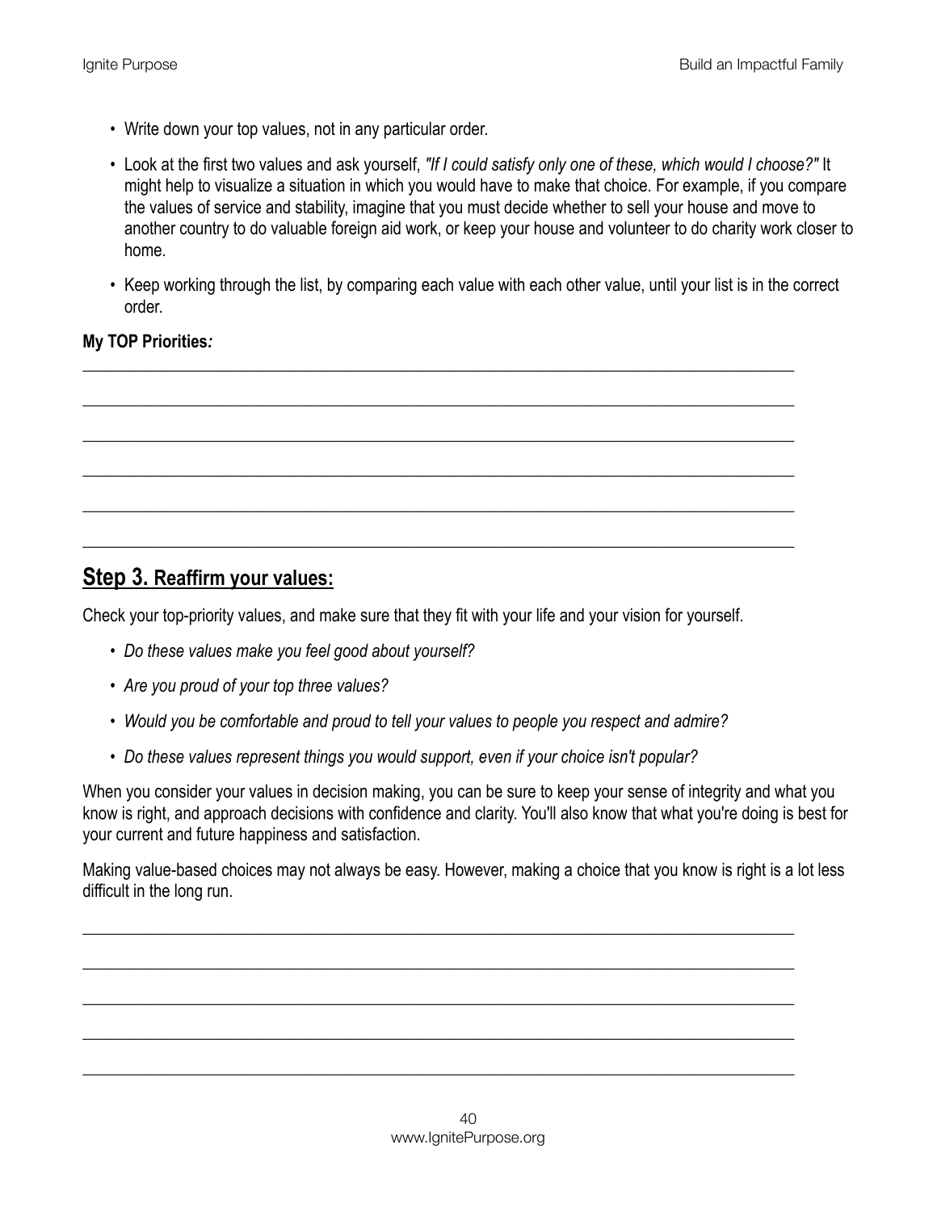- Write down your top values, not in any particular order.
- Look at the first two values and ask yourself, *"If I could satisfy only one of these, which would I choose?"* It might help to visualize a situation in which you would have to make that choice. For example, if you compare the values of service and stability, imagine that you must decide whether to sell your house and move to another country to do valuable foreign aid work, or keep your house and volunteer to do charity work closer to home.
- Keep working through the list, by comparing each value with each other value, until your list is in the correct order.

**My TOP Priorities*:***

\_\_\_\_\_\_\_\_\_\_\_\_\_\_\_\_\_\_\_\_\_\_\_\_\_\_\_\_\_\_\_\_\_\_\_\_\_\_\_\_\_\_\_\_\_\_\_\_\_\_\_\_\_\_\_\_\_\_\_\_\_\_\_\_\_\_\_\_\_\_\_\_\_\_\_\_\_\_

\_\_\_\_\_\_\_\_\_\_\_\_\_\_\_\_\_\_\_\_\_\_\_\_\_\_\_\_\_\_\_\_\_\_\_\_\_\_\_\_\_\_\_\_\_\_\_\_\_\_\_\_\_\_\_\_\_\_\_\_\_\_\_\_\_\_\_\_\_\_\_\_\_\_\_\_\_\_

\_\_\_\_\_\_\_\_\_\_\_\_\_\_\_\_\_\_\_\_\_\_\_\_\_\_\_\_\_\_\_\_\_\_\_\_\_\_\_\_\_\_\_\_\_\_\_\_\_\_\_\_\_\_\_\_\_\_\_\_\_\_\_\_\_\_\_\_\_\_\_\_\_\_\_\_\_\_

\_\_\_\_\_\_\_\_\_\_\_\_\_\_\_\_\_\_\_\_\_\_\_\_\_\_\_\_\_\_\_\_\_\_\_\_\_\_\_\_\_\_\_\_\_\_\_\_\_\_\_\_\_\_\_\_\_\_\_\_\_\_\_\_\_\_\_\_\_\_\_\_\_\_\_\_\_\_

\_\_\_\_\_\_\_\_\_\_\_\_\_\_\_\_\_\_\_\_\_\_\_\_\_\_\_\_\_\_\_\_\_\_\_\_\_\_\_\_\_\_\_\_\_\_\_\_\_\_\_\_\_\_\_\_\_\_\_\_\_\_\_\_\_\_\_\_\_\_\_\_\_\_\_\_\_\_

\_\_\_\_\_\_\_\_\_\_\_\_\_\_\_\_\_\_\_\_\_\_\_\_\_\_\_\_\_\_\_\_\_\_\_\_\_\_\_\_\_\_\_\_\_\_\_\_\_\_\_\_\_\_\_\_\_\_\_\_\_\_\_\_\_\_\_\_\_\_\_\_\_\_\_\_\_\_

## Step 3. Reaffirm your values:

Check your top-priority values, and make sure that they fit with your life and your vision for yourself.

- *Do these values make you feel good about yourself?*
- *Are you proud of your top three values?*
- *Would you be comfortable and proud to tell your values to people you respect and admire?*
- *Do these values represent things you would support, even if your choice isn't popular?*

When you consider your values in decision making, you can be sure to keep your sense of integrity and what you know is right, and approach decisions with confidence and clarity. You'll also know that what you're doing is best for your current and future happiness and satisfaction.

Making value-based choices may not always be easy. However, making a choice that you know is right is a lot less difficult in the long run.

\_\_\_\_\_\_\_\_\_\_\_\_\_\_\_\_\_\_\_\_\_\_\_\_\_\_\_\_\_\_\_\_\_\_\_\_\_\_\_\_\_\_\_\_\_\_\_\_\_\_\_\_\_\_\_\_\_\_\_\_\_\_\_\_\_\_\_\_\_\_\_\_\_\_\_\_\_\_

\_\_\_\_\_\_\_\_\_\_\_\_\_\_\_\_\_\_\_\_\_\_\_\_\_\_\_\_\_\_\_\_\_\_\_\_\_\_\_\_\_\_\_\_\_\_\_\_\_\_\_\_\_\_\_\_\_\_\_\_\_\_\_\_\_\_\_\_\_\_\_\_\_\_\_\_\_\_

\_\_\_\_\_\_\_\_\_\_\_\_\_\_\_\_\_\_\_\_\_\_\_\_\_\_\_\_\_\_\_\_\_\_\_\_\_\_\_\_\_\_\_\_\_\_\_\_\_\_\_\_\_\_\_\_\_\_\_\_\_\_\_\_\_\_\_\_\_\_\_\_\_\_\_\_\_\_

\_\_\_\_\_\_\_\_\_\_\_\_\_\_\_\_\_\_\_\_\_\_\_\_\_\_\_\_\_\_\_\_\_\_\_\_\_\_\_\_\_\_\_\_\_\_\_\_\_\_\_\_\_\_\_\_\_\_\_\_\_\_\_\_\_\_\_\_\_\_\_\_\_\_\_\_\_\_

\_\_\_\_\_\_\_\_\_\_\_\_\_\_\_\_\_\_\_\_\_\_\_\_\_\_\_\_\_\_\_\_\_\_\_\_\_\_\_\_\_\_\_\_\_\_\_\_\_\_\_\_\_\_\_\_\_\_\_\_\_\_\_\_\_\_\_\_\_\_\_\_\_\_\_\_\_\_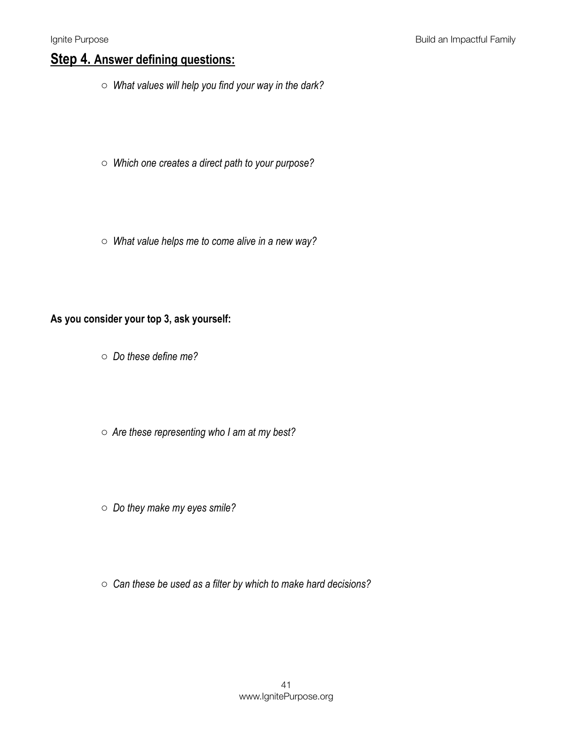## Step 4. Answer defining questions:

- *What values will help you find your way in the dark?*

- *Which one creates a direct path to your purpose?*

- *What value helps me to come alive in a new way?*

**As you consider your top 3, ask yourself:**

- *Do these define me?*

- *Are these representing who I am at my best?*

- *Do they make my eyes smile?*

- *Can these be used as a filter by which to make hard decisions?*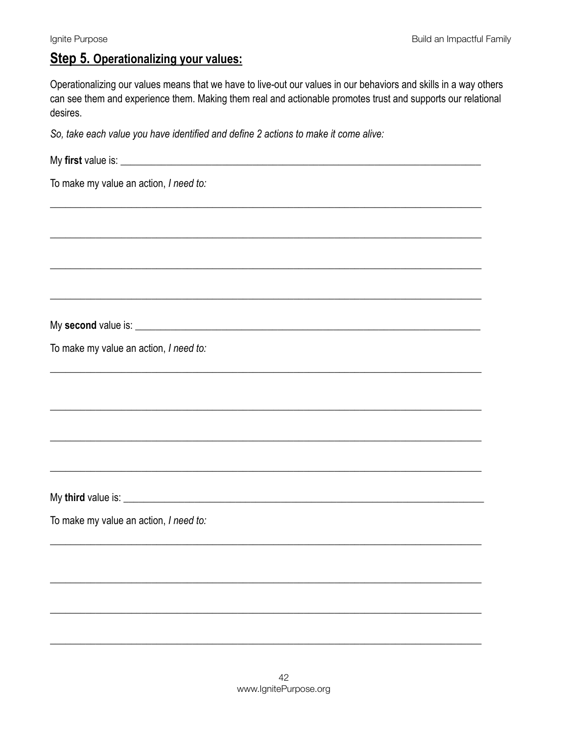## **Step 5. Operationalizing your values:**

Operationalizing our values means that we have to live-out our values in our behaviors and skills in a way others can see them and experience them. Making them real and actionable promotes trust and supports our relational desires.

*So, take each value you have identified and define 2 actions to make it come alive:*

My **first** value is: ___________________________________________________________________________

To make my value an action, *I need to:*

___________________________________________________________________________________________

___________________________________________________________________________________________

___________________________________________________________________________________________

___________________________________________________________________________________________

My **second** value is: _________________________________________________________________________

To make my value an action, *I need to:*

___________________________________________________________________________________________

___________________________________________________________________________________________

___________________________________________________________________________________________

___________________________________________________________________________________________

My **third** value is: ___________________________________________________________________________

To make my value an action, *I need to:*

___________________________________________________________________________________________

___________________________________________________________________________________________

___________________________________________________________________________________________

___________________________________________________________________________________________